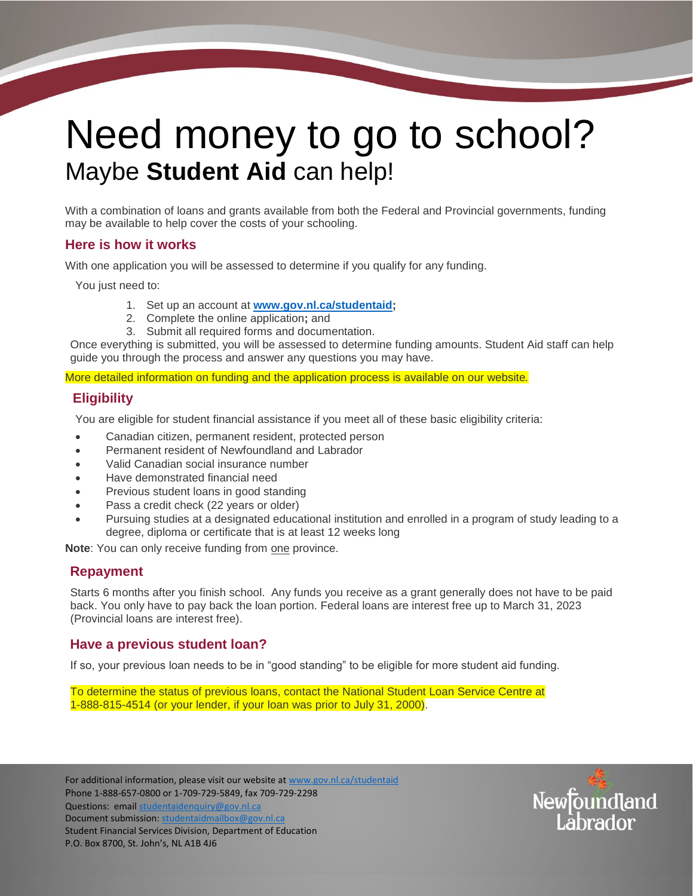# Need money to go to school?

Maybe **Student Aid** can help!

With a combination of loans and grants available from both the Federal and Provincial governments, funding may be available to help cover the costs of your schooling.

## Here is how it works

With one application you will be assessed to determine if you qualify for any funding.

You just need to:

1. Set up an account at **www.gov.nl.ca/studentaid;**
2. Complete the online application**;** and
3. Submit all required forms and documentation.

Once everything is submitted, you will be assessed to determine funding amounts. Student Aid staff can help guide you through the process and answer any questions you may have.

More detailed information on funding and the application process is available on our website.

## Eligibility

You are eligible for student financial assistance if you meet all of these basic eligibility criteria:

- Canadian citizen, permanent resident, protected person
- Permanent resident of Newfoundland and Labrador
- Valid Canadian social insurance number
- Have demonstrated financial need
- Previous student loans in good standing
- Pass a credit check (22 years or older)
- Pursuing studies at a designated educational institution and enrolled in a program of study leading to a degree, diploma or certificate that is at least 12 weeks long

**Note**: You can only receive funding from one province.

## Repayment

Starts 6 months after you finish school. Any funds you receive as a grant generally does not have to be paid back. You only have to pay back the loan portion. Federal loans are interest free up to March 31, 2023 (Provincial loans are interest free).

## Have a previous student loan?

If so, your previous loan needs to be in "good standing" to be eligible for more student aid funding.

To determine the status of previous loans, contact the National Student Loan Service Centre at 1-888-815-4514 (or your lender, if your loan was prior to July 31, 2000).

For additional information, please visit our website at www.gov.nl.ca/studentaid
Phone 1-888-657-0800 or 1-709-729-5849, fax 709-729-2298
Questions: email studentaidenquiry@gov.nl.ca
Document submission: studentaidmailbox@gov.nl.ca
Student Financial Services Division, Department of Education
P.O. Box 8700, St. John's, NL A1B 4J6

Newfoundland Labrador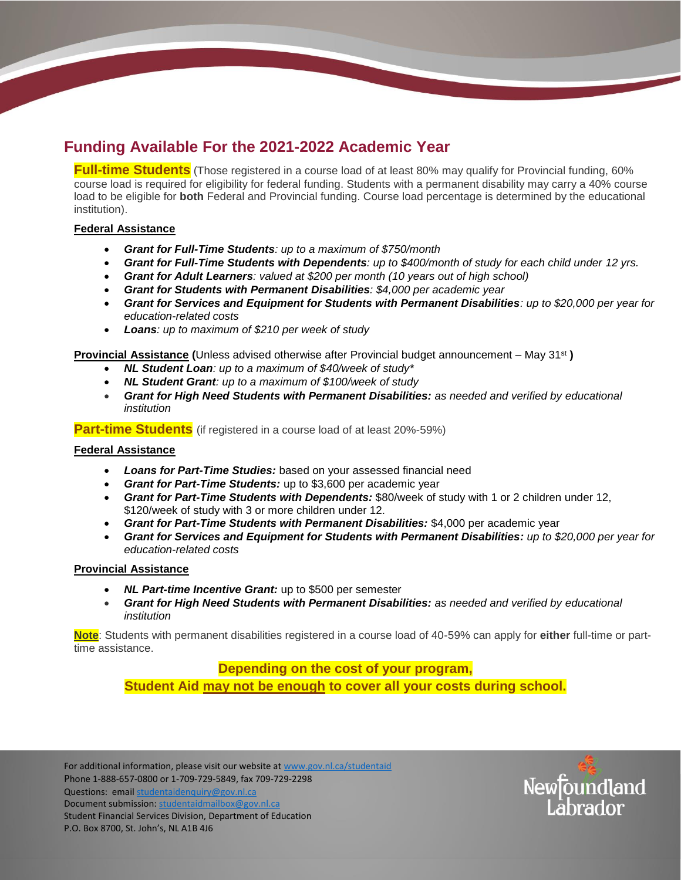## Funding Available For the 2021-2022 Academic Year

**Full-time Students** (Those registered in a course load of at least 80% may qualify for Provincial funding, 60% course load is required for eligibility for federal funding. Students with a permanent disability may carry a 40% course load to be eligible for **both** Federal and Provincial funding. Course load percentage is determined by the educational institution).

**Federal Assistance**

- ***Grant for Full-Time Students****: up to a maximum of $750/month*
- ***Grant for Full-Time Students with Dependents****: up to $400/month of study for each child under 12 yrs.*
- ***Grant for Adult Learners****: valued at $200 per month (10 years out of high school)*
- ***Grant for Students with Permanent Disabilities****: $4,000 per academic year*
- ***Grant for Services and Equipment for Students with Permanent Disabilities****: up to $20,000 per year for education-related costs*
- ***Loans****: up to maximum of $210 per week of study*

**Provincial Assistance (**Unless advised otherwise after Provincial budget announcement – May 31st **)**

- ***NL Student Loan****: up to a maximum of $40/week of study\**
- ***NL Student Grant****: up to a maximum of $100/week of study*
- ***Grant for High Need Students with Permanent Disabilities:*** *as needed and verified by educational institution*

**Part-time Students** (if registered in a course load of at least 20%-59%)

**Federal Assistance**

- ***Loans for Part-Time Studies:*** based on your assessed financial need
- ***Grant for Part-Time Students:*** up to $3,600 per academic year
- ***Grant for Part-Time Students with Dependents:*** $80/week of study with 1 or 2 children under 12, $120/week of study with 3 or more children under 12.
- ***Grant for Part-Time Students with Permanent Disabilities:*** $4,000 per academic year
- ***Grant for Services and Equipment for Students with Permanent Disabilities:*** *up to $20,000 per year for education-related costs*

**Provincial Assistance**

- ***NL Part-time Incentive Grant:*** up to $500 per semester
- ***Grant for High Need Students with Permanent Disabilities:*** *as needed and verified by educational institution*

**Note**: Students with permanent disabilities registered in a course load of 40-59% can apply for **either** full-time or part-time assistance.

**Depending on the cost of your program,**
**Student Aid may not be enough to cover all your costs during school.**

For additional information, please visit our website at www.gov.nl.ca/studentaid
Phone 1-888-657-0800 or 1-709-729-5849, fax 709-729-2298
Questions: email studentaidenquiry@gov.nl.ca
Document submission: studentaidmailbox@gov.nl.ca
Student Financial Services Division, Department of Education
P.O. Box 8700, St. John's, NL A1B 4J6

Newfoundland Labrador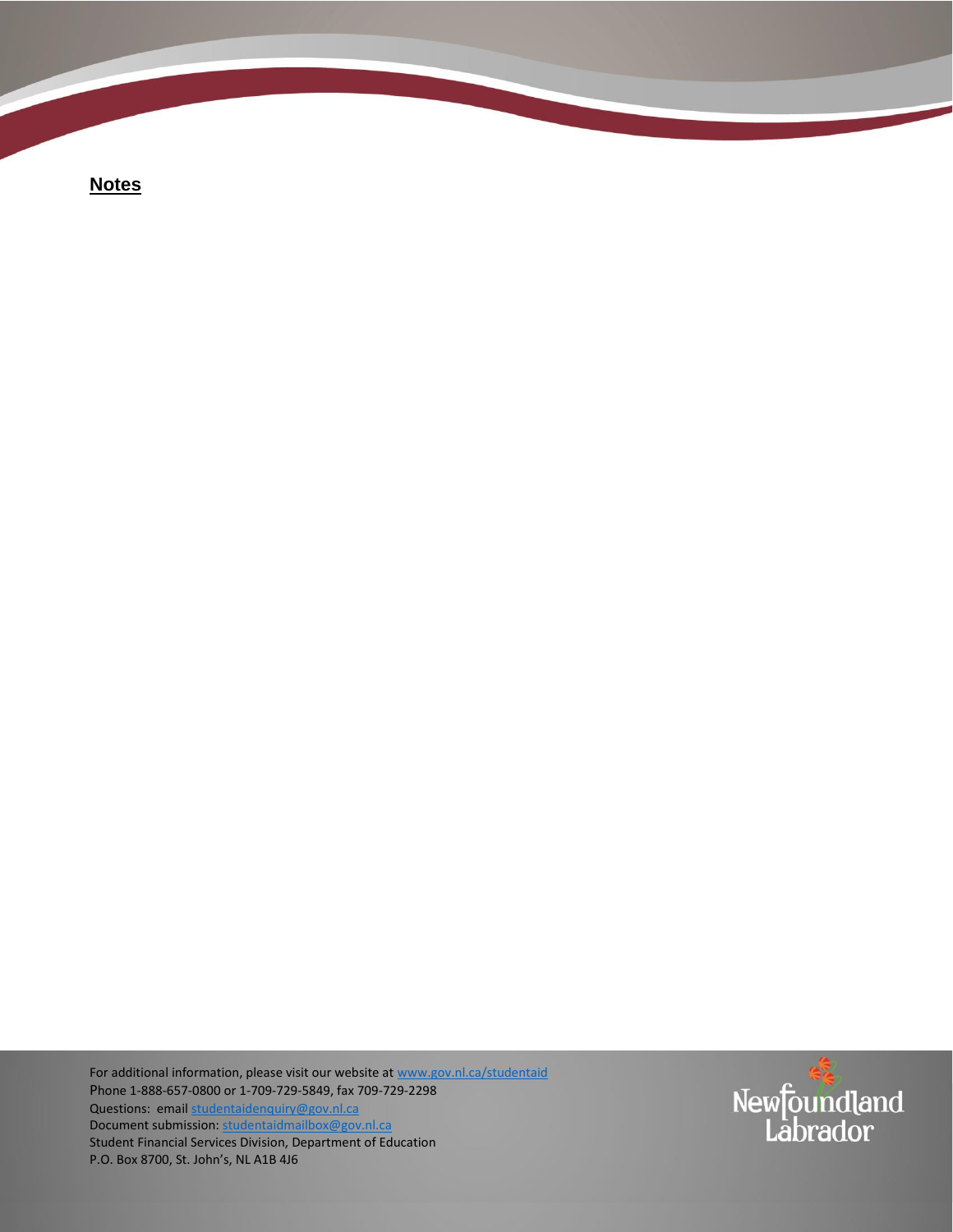## Notes

For additional information, please visit our website at www.gov.nl.ca/studentaid
Phone 1-888-657-0800 or 1-709-729-5849, fax 709-729-2298
Questions: email studentaidenquiry@gov.nl.ca
Document submission: studentaidmailbox@gov.nl.ca
Student Financial Services Division, Department of Education
P.O. Box 8700, St. John's, NL A1B 4J6